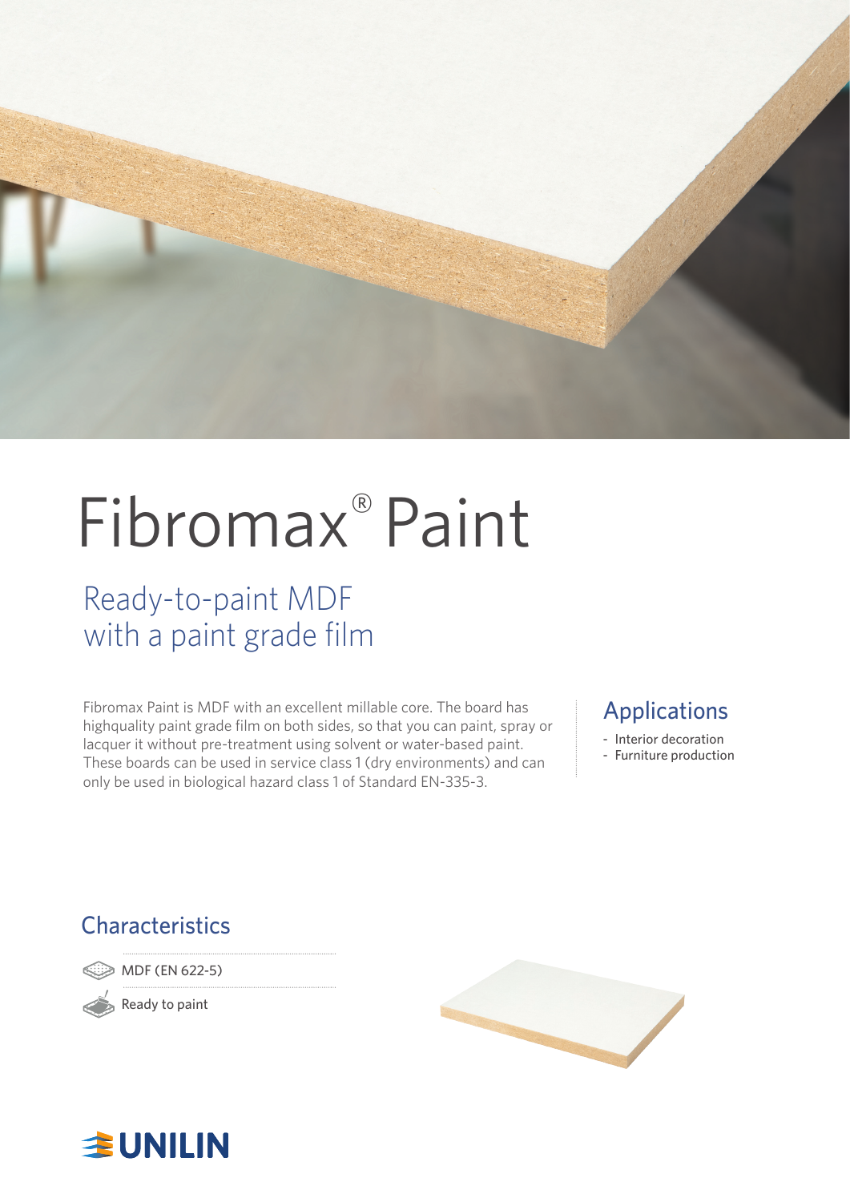# Fibromax® Paint

## Ready-to-paint MDF with a paint grade film

Fibromax Paint is MDF with an excellent millable core. The board has highquality paint grade film on both sides, so that you can paint, spray or lacquer it without pre-treatment using solvent or water-based paint. These boards can be used in service class 1 (dry environments) and can only be used in biological hazard class 1 of Standard EN-335-3.

## Applications

- Interior decoration
- Furniture production

## Characteristics

- MDF (EN 622-5)
- Ready to paint

UNILIN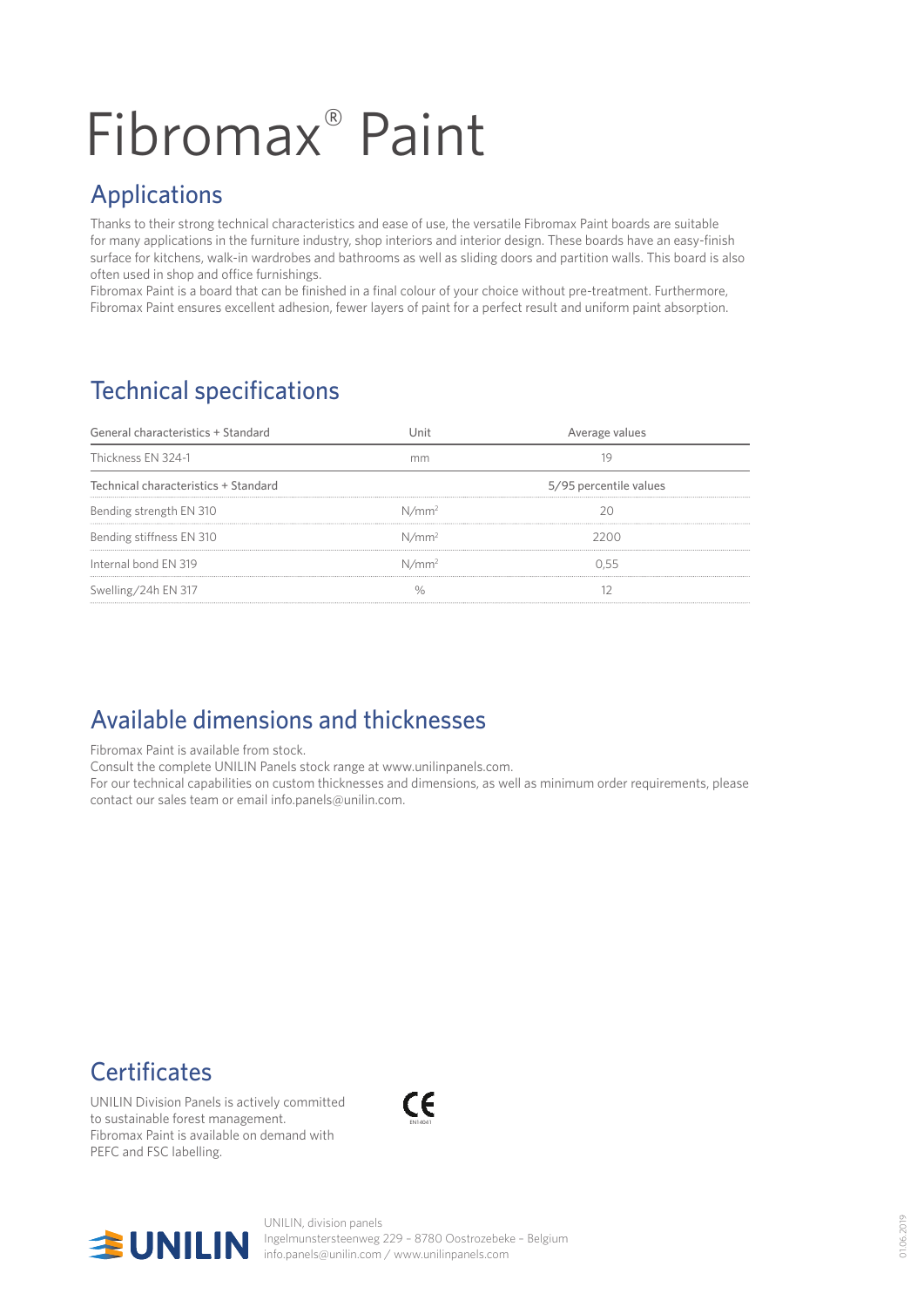# Fibromax® Paint

## Applications

Thanks to their strong technical characteristics and ease of use, the versatile Fibromax Paint boards are suitable for many applications in the furniture industry, shop interiors and interior design. These boards have an easy-finish surface for kitchens, walk-in wardrobes and bathrooms as well as sliding doors and partition walls. This board is also often used in shop and office furnishings.
Fibromax Paint is a board that can be finished in a final colour of your choice without pre-treatment. Furthermore, Fibromax Paint ensures excellent adhesion, fewer layers of paint for a perfect result and uniform paint absorption.

## Technical specifications

| General characteristics + Standard | Unit | Average values |
|---|---|---|
| Thickness EN 324-1 | mm | 19 |
| Technical characteristics + Standard | | 5/95 percentile values |
| Bending strength EN 310 | $N/mm^2$ | 20 |
| Bending stiffness EN 310 | $N/mm^2$ | 2200 |
| Internal bond EN 319 | $N/mm^2$ | 0,55 |
| Swelling/24h EN 317 | % | 12 |

## Available dimensions and thicknesses

Fibromax Paint is available from stock.
Consult the complete UNILIN Panels stock range at www.unilinpanels.com.
For our technical capabilities on custom thicknesses and dimensions, as well as minimum order requirements, please contact our sales team or email info.panels@unilin.com.

## Certificates

UNILIN Division Panels is actively committed to sustainable forest management.
Fibromax Paint is available on demand with PEFC and FSC labelling.

CE
EN14041

UNILIN, division panels
Ingelmunstersteenweg 229 – 8780 Oostrozebeke – Belgium
info.panels@unilin.com / www.unilinpanels.com

01.06.2019